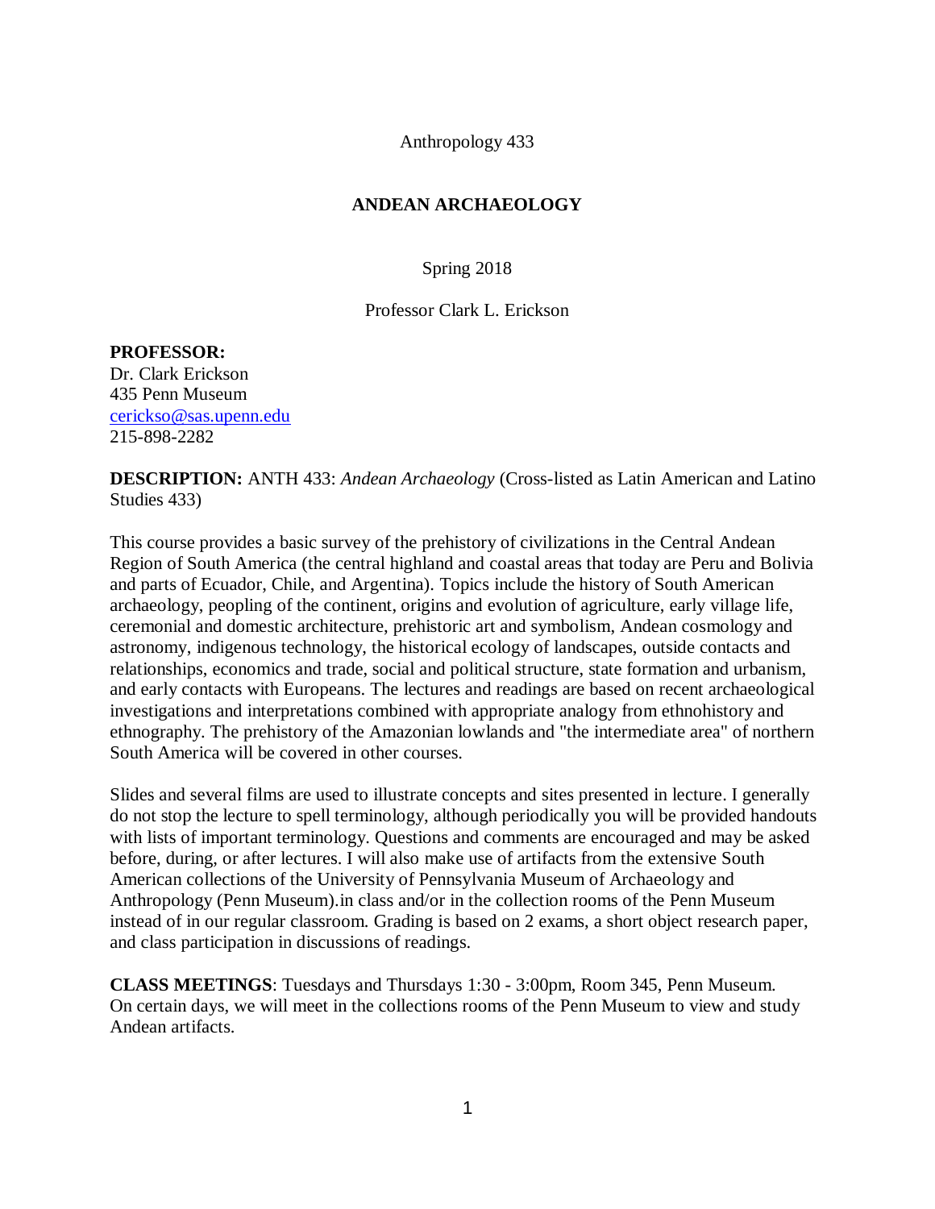Anthropology 433

# ANDEAN ARCHAEOLOGY

Spring 2018

Professor Clark L. Erickson

**PROFESSOR:**
Dr. Clark Erickson
435 Penn Museum
cerickso@sas.upenn.edu
215-898-2282

**DESCRIPTION:** ANTH 433: *Andean Archaeology* (Cross-listed as Latin American and Latino Studies 433)

This course provides a basic survey of the prehistory of civilizations in the Central Andean Region of South America (the central highland and coastal areas that today are Peru and Bolivia and parts of Ecuador, Chile, and Argentina). Topics include the history of South American archaeology, peopling of the continent, origins and evolution of agriculture, early village life, ceremonial and domestic architecture, prehistoric art and symbolism, Andean cosmology and astronomy, indigenous technology, the historical ecology of landscapes, outside contacts and relationships, economics and trade, social and political structure, state formation and urbanism, and early contacts with Europeans. The lectures and readings are based on recent archaeological investigations and interpretations combined with appropriate analogy from ethnohistory and ethnography. The prehistory of the Amazonian lowlands and "the intermediate area" of northern South America will be covered in other courses.

Slides and several films are used to illustrate concepts and sites presented in lecture. I generally do not stop the lecture to spell terminology, although periodically you will be provided handouts with lists of important terminology. Questions and comments are encouraged and may be asked before, during, or after lectures. I will also make use of artifacts from the extensive South American collections of the University of Pennsylvania Museum of Archaeology and Anthropology (Penn Museum).in class and/or in the collection rooms of the Penn Museum instead of in our regular classroom. Grading is based on 2 exams, a short object research paper, and class participation in discussions of readings.

**CLASS MEETINGS**: Tuesdays and Thursdays 1:30 - 3:00pm, Room 345, Penn Museum. On certain days, we will meet in the collections rooms of the Penn Museum to view and study Andean artifacts.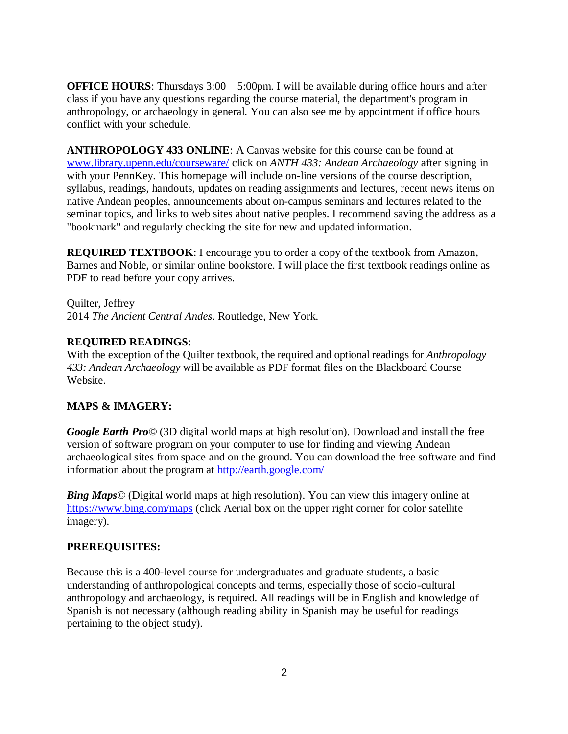**OFFICE HOURS**: Thursdays 3:00 – 5:00pm. I will be available during office hours and after class if you have any questions regarding the course material, the department's program in anthropology, or archaeology in general. You can also see me by appointment if office hours conflict with your schedule.

**ANTHROPOLOGY 433 ONLINE**: A Canvas website for this course can be found at [www.library.upenn.edu/courseware/](www.library.upenn.edu/courseware/) click on *ANTH 433: Andean Archaeology* after signing in with your PennKey. This homepage will include on-line versions of the course description, syllabus, readings, handouts, updates on reading assignments and lectures, recent news items on native Andean peoples, announcements about on-campus seminars and lectures related to the seminar topics, and links to web sites about native peoples. I recommend saving the address as a "bookmark" and regularly checking the site for new and updated information.

**REQUIRED TEXTBOOK**: I encourage you to order a copy of the textbook from Amazon, Barnes and Noble, or similar online bookstore. I will place the first textbook readings online as PDF to read before your copy arrives.

Quilter, Jeffrey
2014 *The Ancient Central Andes*. Routledge, New York.

**REQUIRED READINGS**:
With the exception of the Quilter textbook, the required and optional readings for *Anthropology 433: Andean Archaeology* will be available as PDF format files on the Blackboard Course Website.

**MAPS & IMAGERY:**

***Google Earth Pro***© (3D digital world maps at high resolution). Download and install the free version of software program on your computer to use for finding and viewing Andean archaeological sites from space and on the ground. You can download the free software and find information about the program at [http://earth.google.com/](http://earth.google.com/)

***Bing Maps***© (Digital world maps at high resolution). You can view this imagery online at [https://www.bing.com/maps](https://www.bing.com/maps) (click Aerial box on the upper right corner for color satellite imagery).

**PREREQUISITES:**

Because this is a 400-level course for undergraduates and graduate students, a basic understanding of anthropological concepts and terms, especially those of socio-cultural anthropology and archaeology, is required. All readings will be in English and knowledge of Spanish is not necessary (although reading ability in Spanish may be useful for readings pertaining to the object study).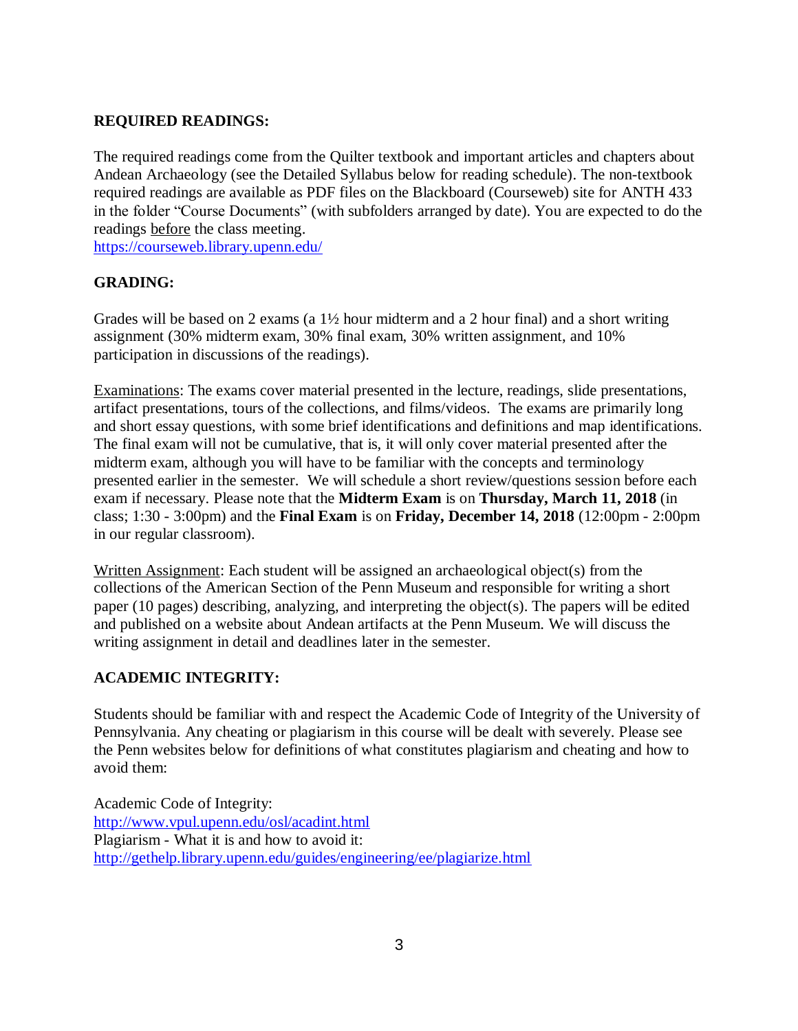**REQUIRED READINGS:**

The required readings come from the Quilter textbook and important articles and chapters about Andean Archaeology (see the Detailed Syllabus below for reading schedule). The non-textbook required readings are available as PDF files on the Blackboard (Courseweb) site for ANTH 433 in the folder "Course Documents" (with subfolders arranged by date). You are expected to do the readings before the class meeting.
https://courseweb.library.upenn.edu/

**GRADING:**

Grades will be based on 2 exams (a 1½ hour midterm and a 2 hour final) and a short writing assignment (30% midterm exam, 30% final exam, 30% written assignment, and 10% participation in discussions of the readings).

Examinations: The exams cover material presented in the lecture, readings, slide presentations, artifact presentations, tours of the collections, and films/videos. The exams are primarily long and short essay questions, with some brief identifications and definitions and map identifications. The final exam will not be cumulative, that is, it will only cover material presented after the midterm exam, although you will have to be familiar with the concepts and terminology presented earlier in the semester. We will schedule a short review/questions session before each exam if necessary. Please note that the **Midterm Exam** is on **Thursday, March 11, 2018** (in class; 1:30 - 3:00pm) and the **Final Exam** is on **Friday, December 14, 2018** (12:00pm - 2:00pm in our regular classroom).

Written Assignment: Each student will be assigned an archaeological object(s) from the collections of the American Section of the Penn Museum and responsible for writing a short paper (10 pages) describing, analyzing, and interpreting the object(s). The papers will be edited and published on a website about Andean artifacts at the Penn Museum. We will discuss the writing assignment in detail and deadlines later in the semester.

**ACADEMIC INTEGRITY:**

Students should be familiar with and respect the Academic Code of Integrity of the University of Pennsylvania. Any cheating or plagiarism in this course will be dealt with severely. Please see the Penn websites below for definitions of what constitutes plagiarism and cheating and how to avoid them:

Academic Code of Integrity:
http://www.vpul.upenn.edu/osl/acadint.html
Plagiarism - What it is and how to avoid it:
http://gethelp.library.upenn.edu/guides/engineering/ee/plagiarize.html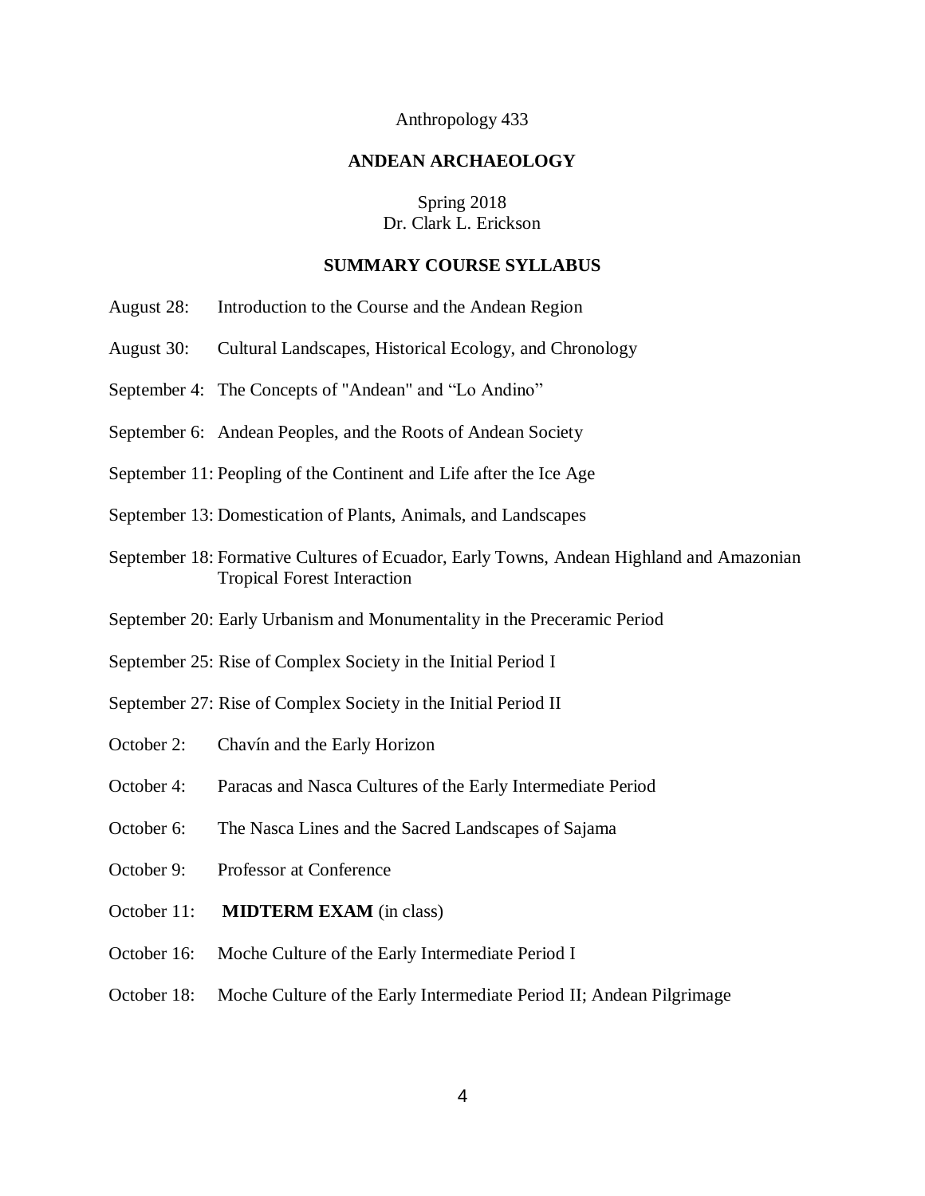Anthropology 433

## ANDEAN ARCHAEOLOGY

Spring 2018
Dr. Clark L. Erickson

### SUMMARY COURSE SYLLABUS

August 28: Introduction to the Course and the Andean Region

August 30: Cultural Landscapes, Historical Ecology, and Chronology

September 4: The Concepts of "Andean" and “Lo Andino”

September 6: Andean Peoples, and the Roots of Andean Society

September 11: Peopling of the Continent and Life after the Ice Age

September 13: Domestication of Plants, Animals, and Landscapes

September 18: Formative Cultures of Ecuador, Early Towns, Andean Highland and Amazonian Tropical Forest Interaction

September 20: Early Urbanism and Monumentality in the Preceramic Period

September 25: Rise of Complex Society in the Initial Period I

September 27: Rise of Complex Society in the Initial Period II

October 2: Chavín and the Early Horizon

October 4: Paracas and Nasca Cultures of the Early Intermediate Period

October 6: The Nasca Lines and the Sacred Landscapes of Sajama

October 9: Professor at Conference

October 11: **MIDTERM EXAM** (in class)

October 16: Moche Culture of the Early Intermediate Period I

October 18: Moche Culture of the Early Intermediate Period II; Andean Pilgrimage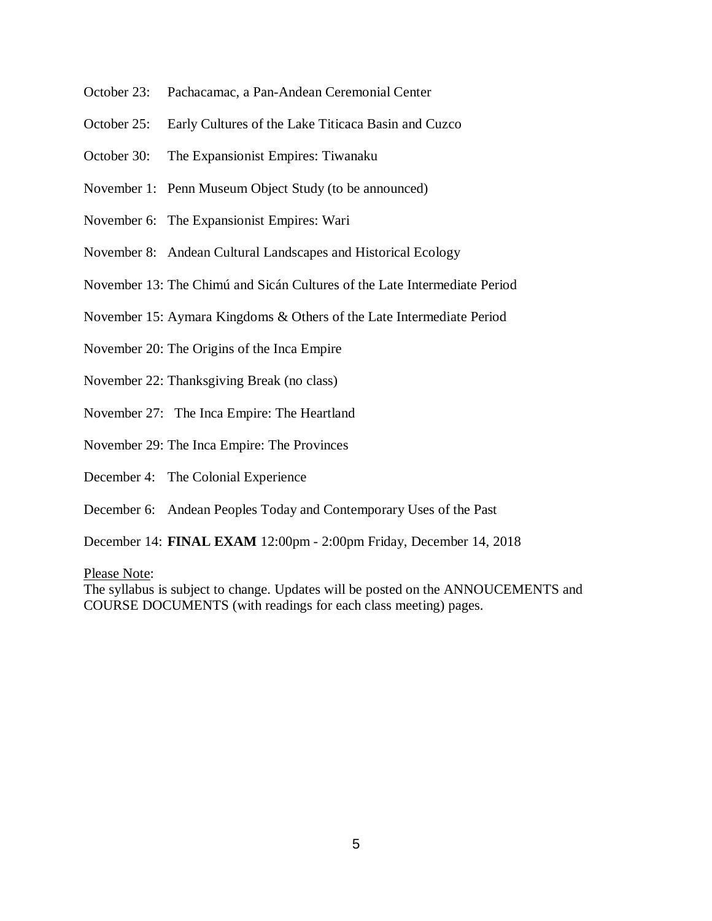October 23: Pachacamac, a Pan-Andean Ceremonial Center

October 25: Early Cultures of the Lake Titicaca Basin and Cuzco

October 30: The Expansionist Empires: Tiwanaku

November 1: Penn Museum Object Study (to be announced)

November 6: The Expansionist Empires: Wari

November 8: Andean Cultural Landscapes and Historical Ecology

November 13: The Chimú and Sicán Cultures of the Late Intermediate Period

November 15: Aymara Kingdoms & Others of the Late Intermediate Period

November 20: The Origins of the Inca Empire

November 22: Thanksgiving Break (no class)

November 27: The Inca Empire: The Heartland

November 29: The Inca Empire: The Provinces

December 4: The Colonial Experience

December 6: Andean Peoples Today and Contemporary Uses of the Past

December 14: **FINAL EXAM** 12:00pm - 2:00pm Friday, December 14, 2018

Please Note:
The syllabus is subject to change. Updates will be posted on the ANNOUCEMENTS and COURSE DOCUMENTS (with readings for each class meeting) pages.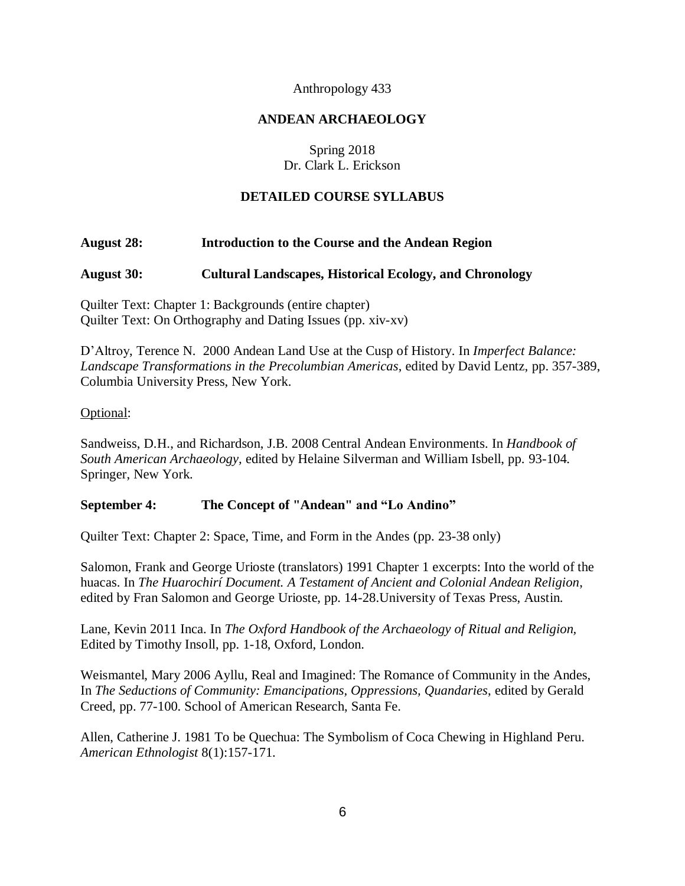Anthropology 433

**ANDEAN ARCHAEOLOGY**

Spring 2018
Dr. Clark L. Erickson

**DETAILED COURSE SYLLABUS**

**August 28: Introduction to the Course and the Andean Region**

**August 30: Cultural Landscapes, Historical Ecology, and Chronology**

Quilter Text: Chapter 1: Backgrounds (entire chapter)
Quilter Text: On Orthography and Dating Issues (pp. xiv-xv)

D'Altroy, Terence N. 2000 Andean Land Use at the Cusp of History. In *Imperfect Balance: Landscape Transformations in the Precolumbian Americas*, edited by David Lentz, pp. 357-389, Columbia University Press, New York.

Optional:

Sandweiss, D.H., and Richardson, J.B. 2008 Central Andean Environments. In *Handbook of South American Archaeology,* edited by Helaine Silverman and William Isbell, pp. 93-104. Springer, New York.

**September 4: The Concept of "Andean" and "Lo Andino"**

Quilter Text: Chapter 2: Space, Time, and Form in the Andes (pp. 23-38 only)

Salomon, Frank and George Urioste (translators) 1991 Chapter 1 excerpts: Into the world of the huacas. In *The Huarochirí Document. A Testament of Ancient and Colonial Andean Religion*, edited by Fran Salomon and George Urioste, pp. 14-28.University of Texas Press, Austin.

Lane, Kevin 2011 Inca. In *The Oxford Handbook of the Archaeology of Ritual and Religion,* Edited by Timothy Insoll, pp. 1-18, Oxford, London.

Weismantel, Mary 2006 Ayllu, Real and Imagined: The Romance of Community in the Andes, In *The Seductions of Community: Emancipations, Oppressions, Quandaries*, edited by Gerald Creed, pp. 77-100. School of American Research, Santa Fe.

Allen, Catherine J. 1981 To be Quechua: The Symbolism of Coca Chewing in Highland Peru. *American Ethnologist* 8(1):157-171.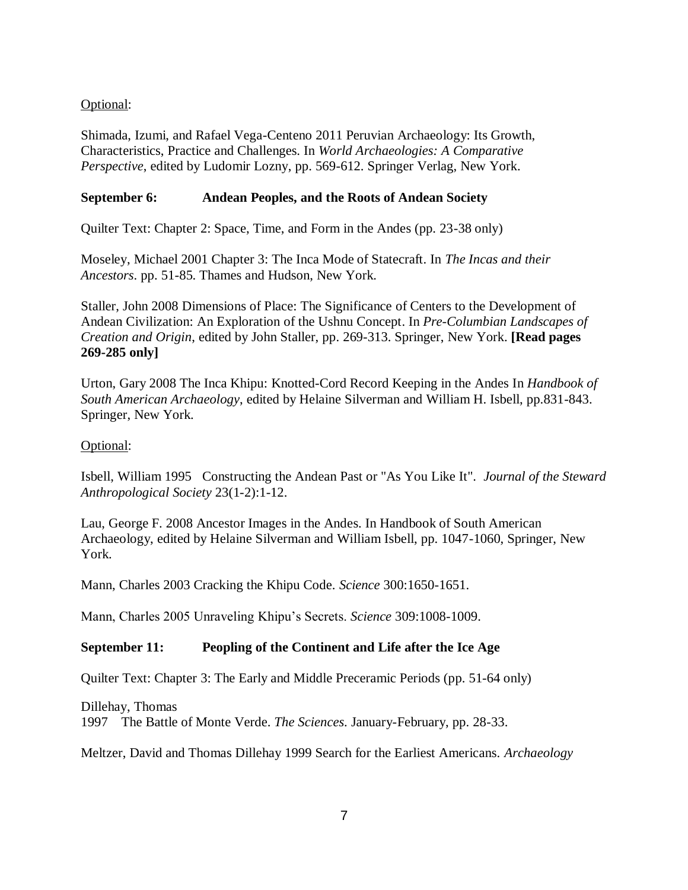<u>Optional</u>:

Shimada, Izumi, and Rafael Vega-Centeno 2011 Peruvian Archaeology: Its Growth, Characteristics, Practice and Challenges. In *World Archaeologies: A Comparative Perspective*, edited by Ludomir Lozny, pp. 569-612. Springer Verlag, New York.

**September 6: Andean Peoples, and the Roots of Andean Society**

Quilter Text: Chapter 2: Space, Time, and Form in the Andes (pp. 23-38 only)

Moseley, Michael 2001 Chapter 3: The Inca Mode of Statecraft. In *The Incas and their Ancestors*. pp. 51-85. Thames and Hudson, New York.

Staller, John 2008 Dimensions of Place: The Significance of Centers to the Development of Andean Civilization: An Exploration of the Ushnu Concept. In *Pre-Columbian Landscapes of Creation and Origin*, edited by John Staller, pp. 269-313. Springer, New York. **[Read pages 269-285 only]**

Urton, Gary 2008 The Inca Khipu: Knotted-Cord Record Keeping in the Andes In *Handbook of South American Archaeology*, edited by Helaine Silverman and William H. Isbell, pp.831-843. Springer, New York.

<u>Optional</u>:

Isbell, William 1995 Constructing the Andean Past or "As You Like It". *Journal of the Steward Anthropological Society* 23(1-2):1-12.

Lau, George F. 2008 Ancestor Images in the Andes. In Handbook of South American Archaeology, edited by Helaine Silverman and William Isbell, pp. 1047-1060, Springer, New York.

Mann, Charles 2003 Cracking the Khipu Code. *Science* 300:1650-1651.

Mann, Charles 2005 Unraveling Khipu's Secrets. *Science* 309:1008-1009.

**September 11: Peopling of the Continent and Life after the Ice Age**

Quilter Text: Chapter 3: The Early and Middle Preceramic Periods (pp. 51-64 only)

Dillehay, Thomas
1997 The Battle of Monte Verde. *The Sciences*. January-February, pp. 28-33.

Meltzer, David and Thomas Dillehay 1999 Search for the Earliest Americans. *Archaeology*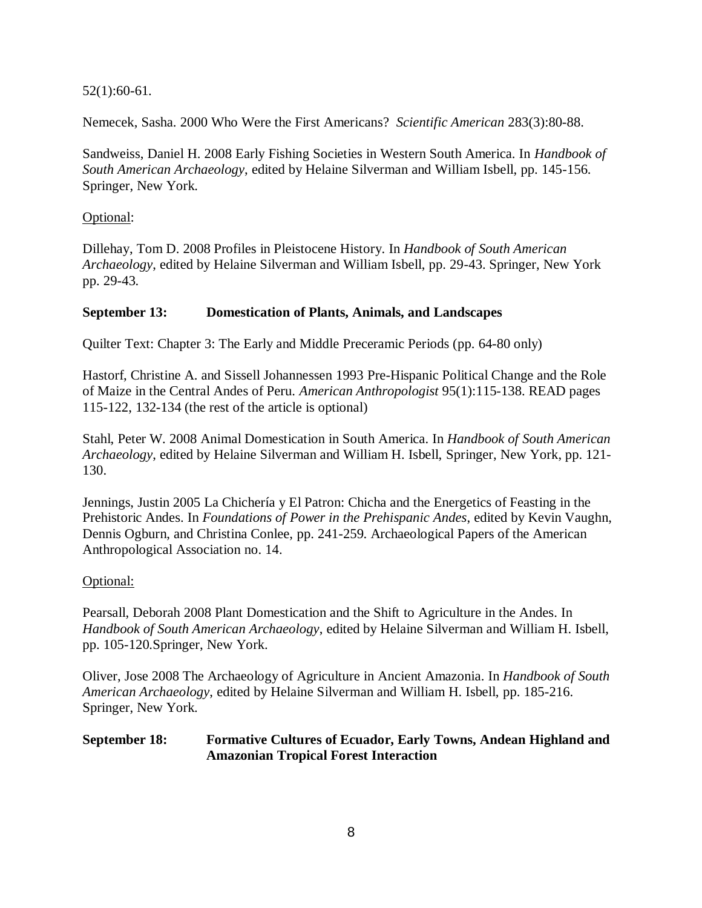52(1):60-61.

Nemecek, Sasha. 2000 Who Were the First Americans? *Scientific American* 283(3):80-88.

Sandweiss, Daniel H. 2008 Early Fishing Societies in Western South America. In *Handbook of South American Archaeology*, edited by Helaine Silverman and William Isbell, pp. 145-156. Springer, New York.

Optional:

Dillehay, Tom D. 2008 Profiles in Pleistocene History. In *Handbook of South American Archaeology*, edited by Helaine Silverman and William Isbell, pp. 29-43. Springer, New York pp. 29-43.

**September 13: Domestication of Plants, Animals, and Landscapes**

Quilter Text: Chapter 3: The Early and Middle Preceramic Periods (pp. 64-80 only)

Hastorf, Christine A. and Sissell Johannessen 1993 Pre-Hispanic Political Change and the Role of Maize in the Central Andes of Peru. *American Anthropologist* 95(1):115-138. READ pages 115-122, 132-134 (the rest of the article is optional)

Stahl, Peter W. 2008 Animal Domestication in South America. In *Handbook of South American Archaeology*, edited by Helaine Silverman and William H. Isbell, Springer, New York, pp. 121-130.

Jennings, Justin 2005 La Chichería y El Patron: Chicha and the Energetics of Feasting in the Prehistoric Andes. In *Foundations of Power in the Prehispanic Andes*, edited by Kevin Vaughn, Dennis Ogburn, and Christina Conlee, pp. 241-259. Archaeological Papers of the American Anthropological Association no. 14.

Optional:

Pearsall, Deborah 2008 Plant Domestication and the Shift to Agriculture in the Andes. In *Handbook of South American Archaeology*, edited by Helaine Silverman and William H. Isbell, pp. 105-120.Springer, New York.

Oliver, Jose 2008 The Archaeology of Agriculture in Ancient Amazonia. In *Handbook of South American Archaeology*, edited by Helaine Silverman and William H. Isbell, pp. 185-216. Springer, New York.

**September 18: Formative Cultures of Ecuador, Early Towns, Andean Highland and Amazonian Tropical Forest Interaction**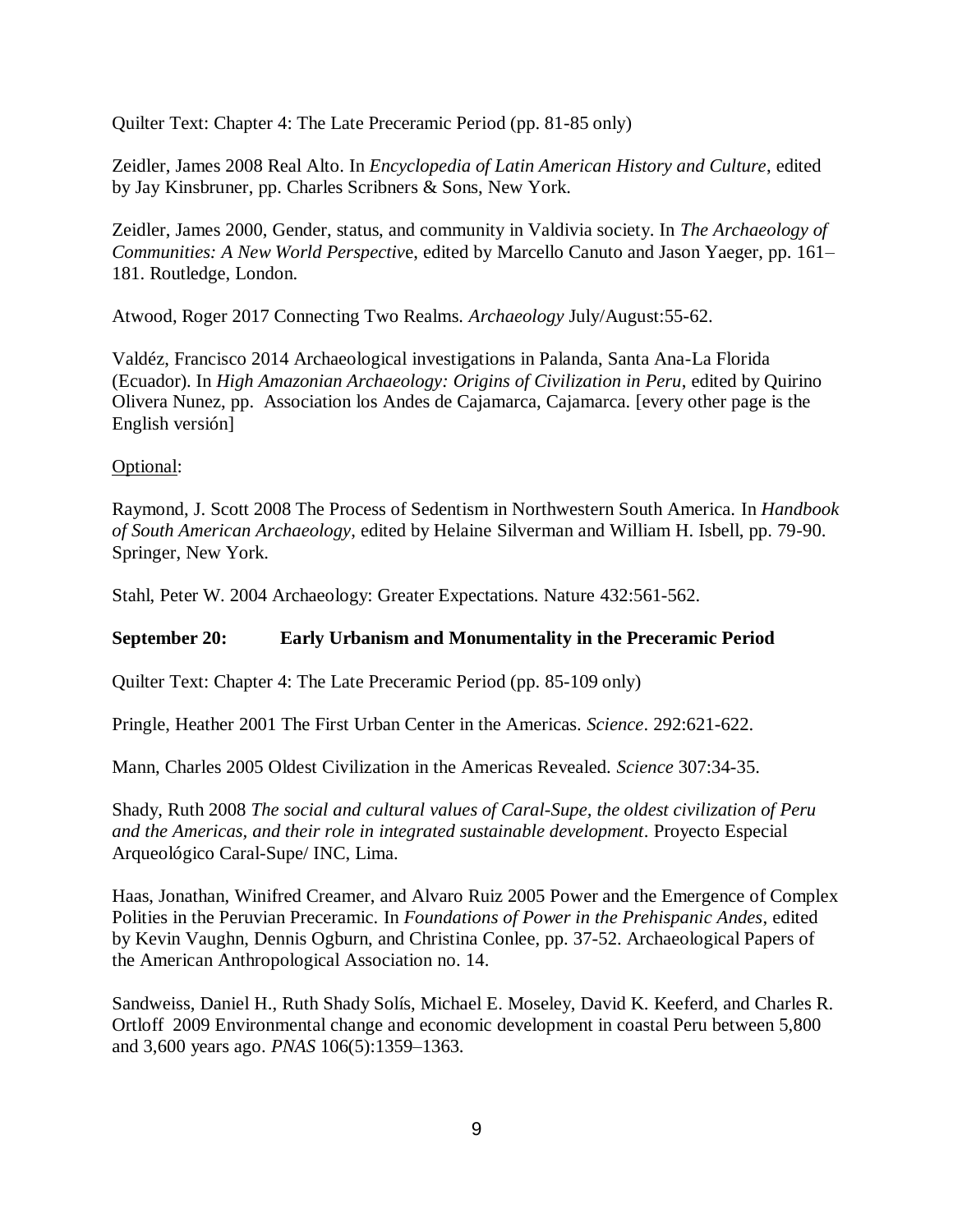Quilter Text: Chapter 4: The Late Preceramic Period (pp. 81-85 only)

Zeidler, James 2008 Real Alto. In *Encyclopedia of Latin American History and Culture*, edited by Jay Kinsbruner, pp. Charles Scribners & Sons, New York.

Zeidler, James 2000, Gender, status, and community in Valdivia society. In *The Archaeology of Communities: A New World Perspective*, edited by Marcello Canuto and Jason Yaeger, pp. 161–181. Routledge, London.

Atwood, Roger 2017 Connecting Two Realms. *Archaeology* July/August:55-62.

Valdéz, Francisco 2014 Archaeological investigations in Palanda, Santa Ana-La Florida (Ecuador). In *High Amazonian Archaeology: Origins of Civilization in Peru*, edited by Quirino Olivera Nunez, pp. Association los Andes de Cajamarca, Cajamarca. [every other page is the English versión]

Optional:

Raymond, J. Scott 2008 The Process of Sedentism in Northwestern South America. In *Handbook of South American Archaeology*, edited by Helaine Silverman and William H. Isbell, pp. 79-90. Springer, New York.

Stahl, Peter W. 2004 Archaeology: Greater Expectations. Nature 432:561-562.

**September 20: Early Urbanism and Monumentality in the Preceramic Period**

Quilter Text: Chapter 4: The Late Preceramic Period (pp. 85-109 only)

Pringle, Heather 2001 The First Urban Center in the Americas. *Science*. 292:621-622.

Mann, Charles 2005 Oldest Civilization in the Americas Revealed. *Science* 307:34-35.

Shady, Ruth 2008 *The social and cultural values of Caral-Supe, the oldest civilization of Peru and the Americas, and their role in integrated sustainable development*. Proyecto Especial Arqueológico Caral-Supe/ INC, Lima.

Haas, Jonathan, Winifred Creamer, and Alvaro Ruiz 2005 Power and the Emergence of Complex Polities in the Peruvian Preceramic. In *Foundations of Power in the Prehispanic Andes*, edited by Kevin Vaughn, Dennis Ogburn, and Christina Conlee, pp. 37-52. Archaeological Papers of the American Anthropological Association no. 14.

Sandweiss, Daniel H., Ruth Shady Solís, Michael E. Moseley, David K. Keeferd, and Charles R. Ortloff 2009 Environmental change and economic development in coastal Peru between 5,800 and 3,600 years ago. *PNAS* 106(5):1359–1363.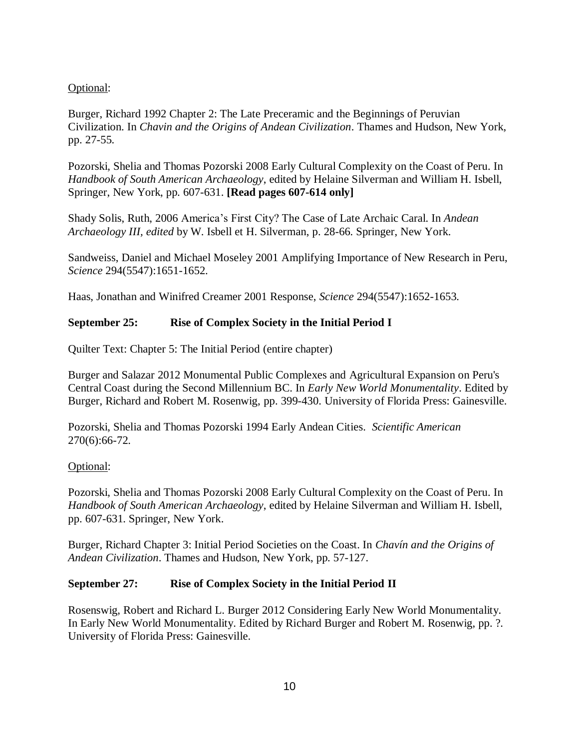Optional:

Burger, Richard 1992 Chapter 2: The Late Preceramic and the Beginnings of Peruvian Civilization. In *Chavin and the Origins of Andean Civilization*. Thames and Hudson, New York, pp. 27-55.

Pozorski, Shelia and Thomas Pozorski 2008 Early Cultural Complexity on the Coast of Peru. In *Handbook of South American Archaeology*, edited by Helaine Silverman and William H. Isbell, Springer, New York, pp. 607-631. **[Read pages 607-614 only]**

Shady Solis, Ruth, 2006 America's First City? The Case of Late Archaic Caral. In *Andean Archaeology III, edited* by W. Isbell et H. Silverman, p. 28-66. Springer, New York.

Sandweiss, Daniel and Michael Moseley 2001 Amplifying Importance of New Research in Peru, *Science* 294(5547):1651-1652.

Haas, Jonathan and Winifred Creamer 2001 Response, *Science* 294(5547):1652-1653.

**September 25: Rise of Complex Society in the Initial Period I**

Quilter Text: Chapter 5: The Initial Period (entire chapter)

Burger and Salazar 2012 Monumental Public Complexes and Agricultural Expansion on Peru's Central Coast during the Second Millennium BC. In *Early New World Monumentality*. Edited by Burger, Richard and Robert M. Rosenwig, pp. 399-430. University of Florida Press: Gainesville.

Pozorski, Shelia and Thomas Pozorski 1994 Early Andean Cities. *Scientific American* 270(6):66-72.

Optional:

Pozorski, Shelia and Thomas Pozorski 2008 Early Cultural Complexity on the Coast of Peru. In *Handbook of South American Archaeology*, edited by Helaine Silverman and William H. Isbell, pp. 607-631. Springer, New York.

Burger, Richard Chapter 3: Initial Period Societies on the Coast. In *Chavín and the Origins of Andean Civilization*. Thames and Hudson, New York, pp. 57-127.

**September 27: Rise of Complex Society in the Initial Period II**

Rosenswig, Robert and Richard L. Burger 2012 Considering Early New World Monumentality. In Early New World Monumentality. Edited by Richard Burger and Robert M. Rosenwig, pp. ?. University of Florida Press: Gainesville.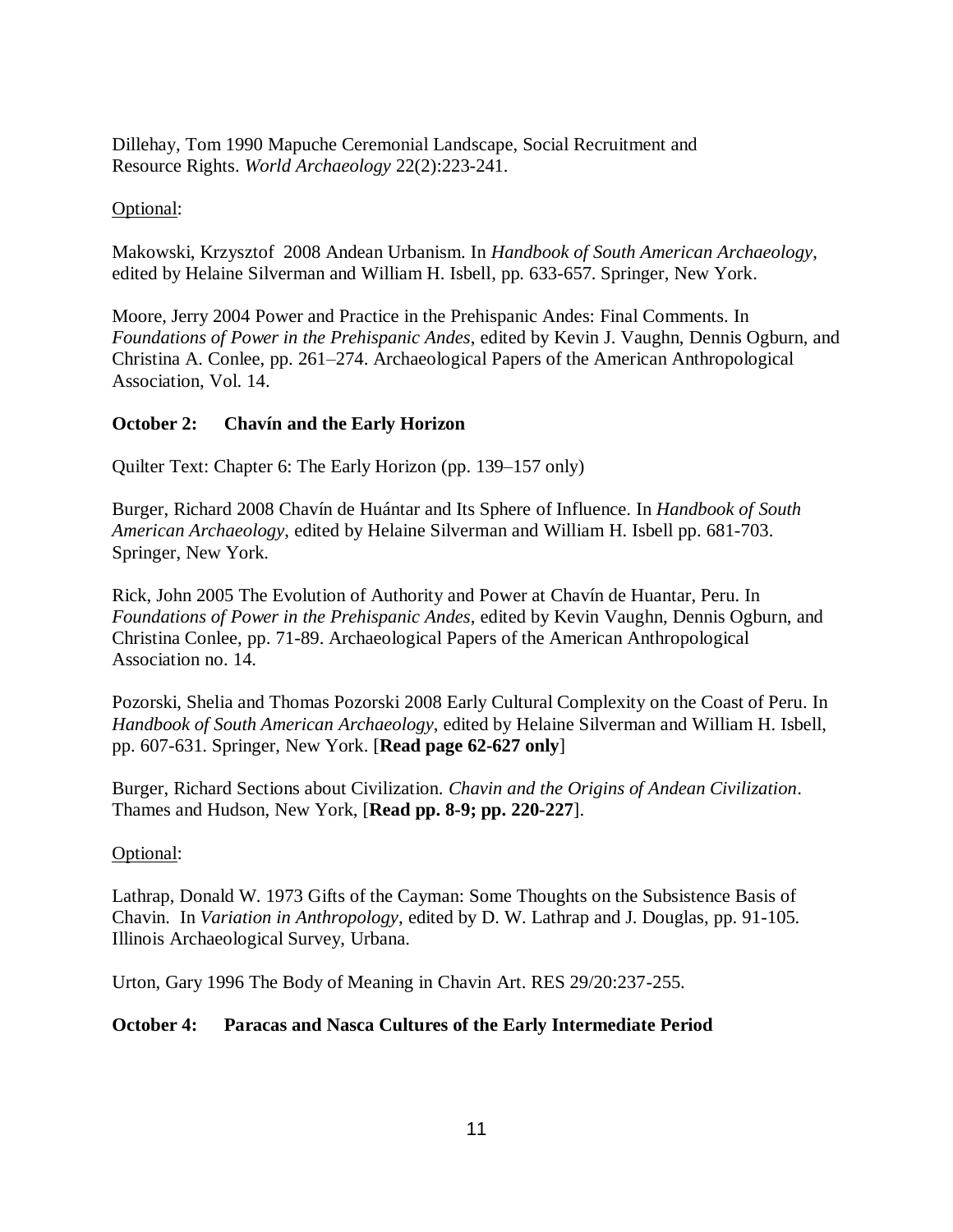Dillehay, Tom 1990 Mapuche Ceremonial Landscape, Social Recruitment and Resource Rights. *World Archaeology* 22(2):223-241.

Optional:

Makowski, Krzysztof 2008 Andean Urbanism. In *Handbook of South American Archaeology*, edited by Helaine Silverman and William H. Isbell, pp. 633-657. Springer, New York.

Moore, Jerry 2004 Power and Practice in the Prehispanic Andes: Final Comments. In *Foundations of Power in the Prehispanic Andes*, edited by Kevin J. Vaughn, Dennis Ogburn, and Christina A. Conlee, pp. 261–274. Archaeological Papers of the American Anthropological Association, Vol. 14.

**October 2: Chavín and the Early Horizon**

Quilter Text: Chapter 6: The Early Horizon (pp. 139–157 only)

Burger, Richard 2008 Chavín de Huántar and Its Sphere of Influence. In *Handbook of South American Archaeology*, edited by Helaine Silverman and William H. Isbell pp. 681-703. Springer, New York.

Rick, John 2005 The Evolution of Authority and Power at Chavín de Huantar, Peru. In *Foundations of Power in the Prehispanic Andes*, edited by Kevin Vaughn, Dennis Ogburn, and Christina Conlee, pp. 71-89. Archaeological Papers of the American Anthropological Association no. 14.

Pozorski, Shelia and Thomas Pozorski 2008 Early Cultural Complexity on the Coast of Peru. In *Handbook of South American Archaeology*, edited by Helaine Silverman and William H. Isbell, pp. 607-631. Springer, New York. [**Read page 62-627 only**]

Burger, Richard Sections about Civilization. *Chavin and the Origins of Andean Civilization*. Thames and Hudson, New York, [**Read pp. 8-9; pp. 220-227**].

Optional:

Lathrap, Donald W. 1973 Gifts of the Cayman: Some Thoughts on the Subsistence Basis of Chavin. In *Variation in Anthropology*, edited by D. W. Lathrap and J. Douglas, pp. 91-105. Illinois Archaeological Survey, Urbana.

Urton, Gary 1996 The Body of Meaning in Chavin Art. RES 29/20:237-255.

**October 4: Paracas and Nasca Cultures of the Early Intermediate Period**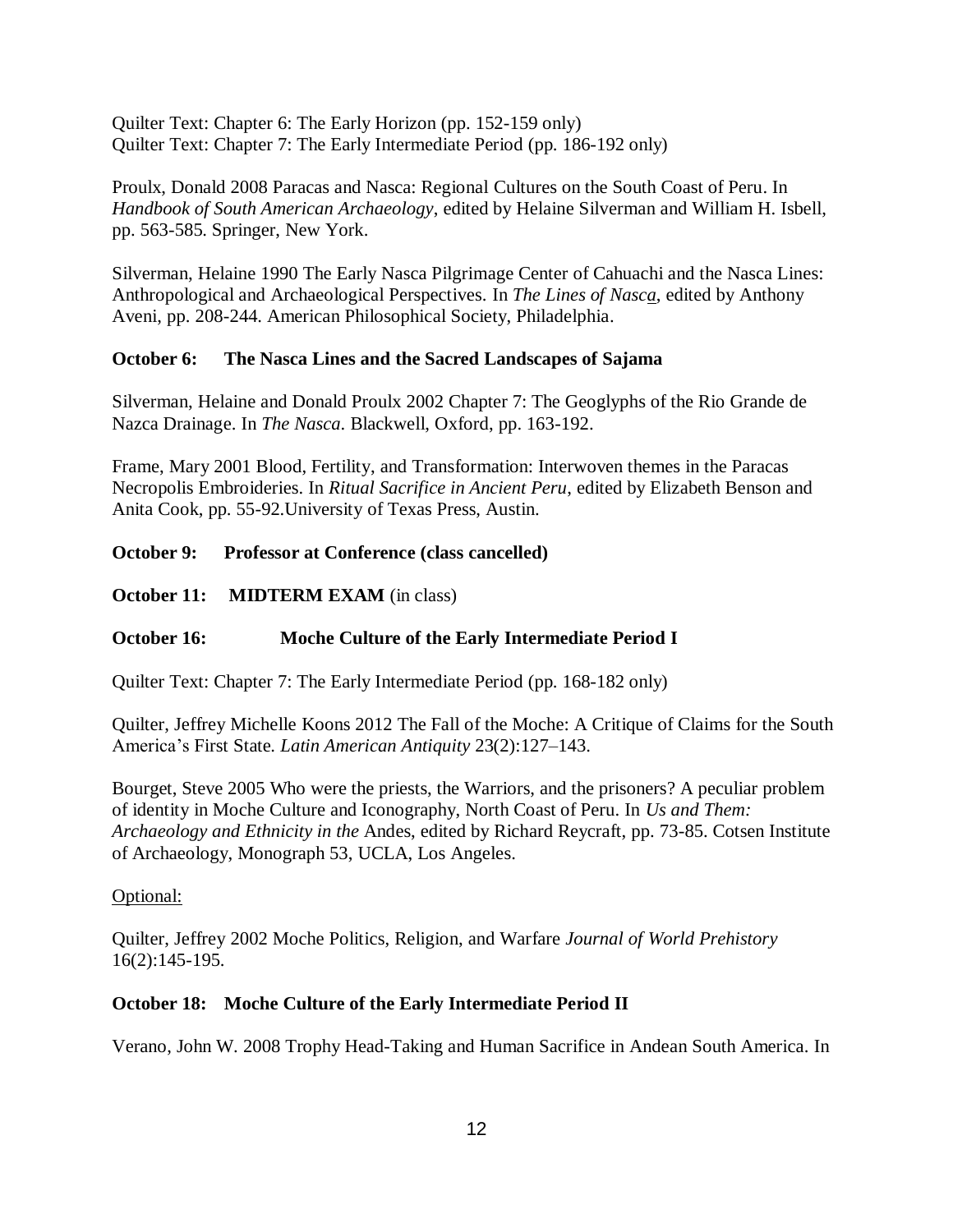Quilter Text: Chapter 6: The Early Horizon (pp. 152-159 only)
Quilter Text: Chapter 7: The Early Intermediate Period (pp. 186-192 only)

Proulx, Donald 2008 Paracas and Nasca: Regional Cultures on the South Coast of Peru. In *Handbook of South American Archaeology*, edited by Helaine Silverman and William H. Isbell, pp. 563-585. Springer, New York.

Silverman, Helaine 1990 The Early Nasca Pilgrimage Center of Cahuachi and the Nasca Lines: Anthropological and Archaeological Perspectives. In *The Lines of Nasca*, edited by Anthony Aveni, pp. 208-244. American Philosophical Society, Philadelphia.

**October 6: The Nasca Lines and the Sacred Landscapes of Sajama**

Silverman, Helaine and Donald Proulx 2002 Chapter 7: The Geoglyphs of the Rio Grande de Nazca Drainage. In *The Nasca*. Blackwell, Oxford, pp. 163-192.

Frame, Mary 2001 Blood, Fertility, and Transformation: Interwoven themes in the Paracas Necropolis Embroideries. In *Ritual Sacrifice in Ancient Peru*, edited by Elizabeth Benson and Anita Cook, pp. 55-92.University of Texas Press, Austin.

**October 9: Professor at Conference (class cancelled)**

**October 11: MIDTERM EXAM** (in class)

**October 16: Moche Culture of the Early Intermediate Period I**

Quilter Text: Chapter 7: The Early Intermediate Period (pp. 168-182 only)

Quilter, Jeffrey Michelle Koons 2012 The Fall of the Moche: A Critique of Claims for the South America's First State. *Latin American Antiquity* 23(2):127–143.

Bourget, Steve 2005 Who were the priests, the Warriors, and the prisoners? A peculiar problem of identity in Moche Culture and Iconography, North Coast of Peru. In *Us and Them: Archaeology and Ethnicity in the* Andes, edited by Richard Reycraft, pp. 73-85. Cotsen Institute of Archaeology, Monograph 53, UCLA, Los Angeles.

Optional:

Quilter, Jeffrey 2002 Moche Politics, Religion, and Warfare *Journal of World Prehistory* 16(2):145-195.

**October 18: Moche Culture of the Early Intermediate Period II**

Verano, John W. 2008 Trophy Head-Taking and Human Sacrifice in Andean South America. In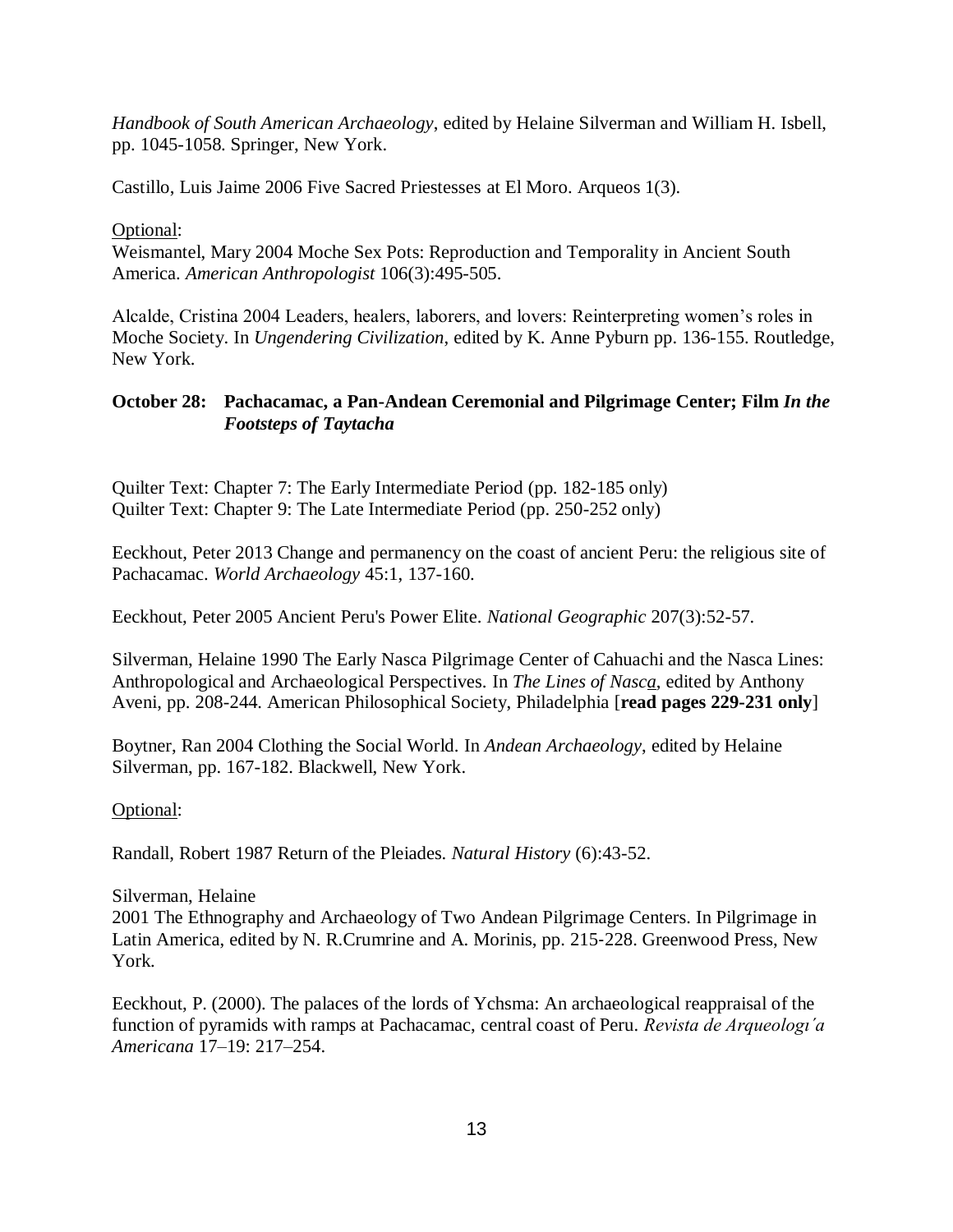*Handbook of South American Archaeology*, edited by Helaine Silverman and William H. Isbell, pp. 1045-1058. Springer, New York.

Castillo, Luis Jaime 2006 Five Sacred Priestesses at El Moro. Arqueos 1(3).

Optional:

Weismantel, Mary 2004 Moche Sex Pots: Reproduction and Temporality in Ancient South America. *American Anthropologist* 106(3):495-505.

Alcalde, Cristina 2004 Leaders, healers, laborers, and lovers: Reinterpreting women's roles in Moche Society. In *Ungendering Civilization*, edited by K. Anne Pyburn pp. 136-155. Routledge, New York.

**October 28: Pachacamac, a Pan-Andean Ceremonial and Pilgrimage Center; Film *In the Footsteps of Taytacha***

Quilter Text: Chapter 7: The Early Intermediate Period (pp. 182-185 only)
Quilter Text: Chapter 9: The Late Intermediate Period (pp. 250-252 only)

Eeckhout, Peter 2013 Change and permanency on the coast of ancient Peru: the religious site of Pachacamac. *World Archaeology* 45:1, 137-160.

Eeckhout, Peter 2005 Ancient Peru's Power Elite. *National Geographic* 207(3):52-57.

Silverman, Helaine 1990 The Early Nasca Pilgrimage Center of Cahuachi and the Nasca Lines: Anthropological and Archaeological Perspectives. In *The Lines of Nasca*, edited by Anthony Aveni, pp. 208-244. American Philosophical Society, Philadelphia [**read pages 229-231 only**]

Boytner, Ran 2004 Clothing the Social World. In *Andean Archaeology*, edited by Helaine Silverman, pp. 167-182. Blackwell, New York.

Optional:

Randall, Robert 1987 Return of the Pleiades. *Natural History* (6):43-52.

Silverman, Helaine
2001 The Ethnography and Archaeology of Two Andean Pilgrimage Centers. In Pilgrimage in Latin America, edited by N. R.Crumrine and A. Morinis, pp. 215-228. Greenwood Press, New York.

Eeckhout, P. (2000). The palaces of the lords of Ychsma: An archaeological reappraisal of the function of pyramids with ramps at Pachacamac, central coast of Peru. *Revista de Arqueologı´a Americana* 17–19: 217–254.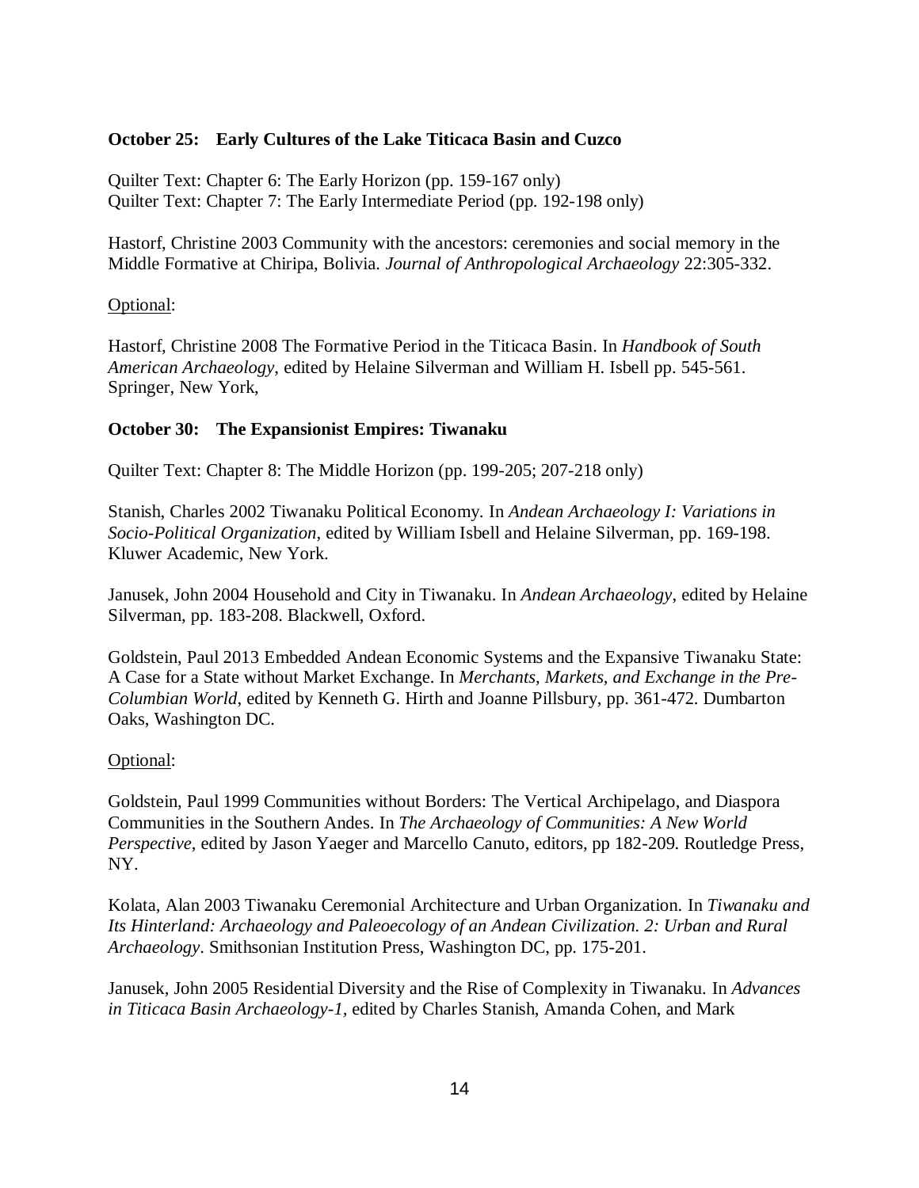**October 25: Early Cultures of the Lake Titicaca Basin and Cuzco**

Quilter Text: Chapter 6: The Early Horizon (pp. 159-167 only)
Quilter Text: Chapter 7: The Early Intermediate Period (pp. 192-198 only)

Hastorf, Christine 2003 Community with the ancestors: ceremonies and social memory in the Middle Formative at Chiripa, Bolivia. *Journal of Anthropological Archaeology* 22:305-332.

Optional:

Hastorf, Christine 2008 The Formative Period in the Titicaca Basin. In *Handbook of South American Archaeology*, edited by Helaine Silverman and William H. Isbell pp. 545-561. Springer, New York,

**October 30: The Expansionist Empires: Tiwanaku**

Quilter Text: Chapter 8: The Middle Horizon (pp. 199-205; 207-218 only)

Stanish, Charles 2002 Tiwanaku Political Economy. In *Andean Archaeology I: Variations in Socio-Political Organization*, edited by William Isbell and Helaine Silverman, pp. 169-198. Kluwer Academic, New York.

Janusek, John 2004 Household and City in Tiwanaku. In *Andean Archaeology*, edited by Helaine Silverman, pp. 183-208. Blackwell, Oxford.

Goldstein, Paul 2013 Embedded Andean Economic Systems and the Expansive Tiwanaku State: A Case for a State without Market Exchange. In *Merchants, Markets, and Exchange in the Pre-Columbian World*, edited by Kenneth G. Hirth and Joanne Pillsbury, pp. 361-472. Dumbarton Oaks, Washington DC.

Optional:

Goldstein, Paul 1999 Communities without Borders: The Vertical Archipelago, and Diaspora Communities in the Southern Andes. In *The Archaeology of Communities: A New World Perspective*, edited by Jason Yaeger and Marcello Canuto, editors, pp 182-209. Routledge Press, NY.

Kolata, Alan 2003 Tiwanaku Ceremonial Architecture and Urban Organization. In *Tiwanaku and Its Hinterland: Archaeology and Paleoecology of an Andean Civilization. 2: Urban and Rural Archaeology*. Smithsonian Institution Press, Washington DC, pp. 175-201.

Janusek, John 2005 Residential Diversity and the Rise of Complexity in Tiwanaku. In *Advances in Titicaca Basin Archaeology-1*, edited by Charles Stanish, Amanda Cohen, and Mark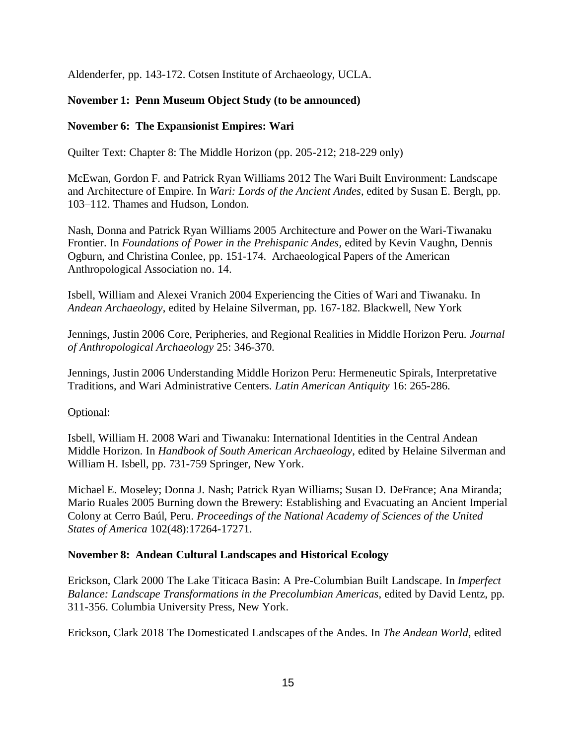Aldenderfer, pp. 143-172. Cotsen Institute of Archaeology, UCLA.

**November 1: Penn Museum Object Study (to be announced)**

**November 6: The Expansionist Empires: Wari**

Quilter Text: Chapter 8: The Middle Horizon (pp. 205-212; 218-229 only)

McEwan, Gordon F. and Patrick Ryan Williams 2012 The Wari Built Environment: Landscape and Architecture of Empire. In *Wari: Lords of the Ancient Andes*, edited by Susan E. Bergh, pp. 103–112. Thames and Hudson, London.

Nash, Donna and Patrick Ryan Williams 2005 Architecture and Power on the Wari-Tiwanaku Frontier. In *Foundations of Power in the Prehispanic Andes*, edited by Kevin Vaughn, Dennis Ogburn, and Christina Conlee, pp. 151-174. Archaeological Papers of the American Anthropological Association no. 14.

Isbell, William and Alexei Vranich 2004 Experiencing the Cities of Wari and Tiwanaku. In *Andean Archaeology*, edited by Helaine Silverman, pp. 167-182. Blackwell, New York

Jennings, Justin 2006 Core, Peripheries, and Regional Realities in Middle Horizon Peru. *Journal of Anthropological Archaeology* 25: 346-370.

Jennings, Justin 2006 Understanding Middle Horizon Peru: Hermeneutic Spirals, Interpretative Traditions, and Wari Administrative Centers. *Latin American Antiquity* 16: 265-286.

Optional:

Isbell, William H. 2008 Wari and Tiwanaku: International Identities in the Central Andean Middle Horizon. In *Handbook of South American Archaeology*, edited by Helaine Silverman and William H. Isbell, pp. 731-759 Springer, New York.

Michael E. Moseley; Donna J. Nash; Patrick Ryan Williams; Susan D. DeFrance; Ana Miranda; Mario Ruales 2005 Burning down the Brewery: Establishing and Evacuating an Ancient Imperial Colony at Cerro Baúl, Peru. *Proceedings of the National Academy of Sciences of the United States of America* 102(48):17264-17271.

**November 8: Andean Cultural Landscapes and Historical Ecology**

Erickson, Clark 2000 The Lake Titicaca Basin: A Pre-Columbian Built Landscape. In *Imperfect Balance: Landscape Transformations in the Precolumbian Americas*, edited by David Lentz, pp. 311-356. Columbia University Press, New York.

Erickson, Clark 2018 The Domesticated Landscapes of the Andes. In *The Andean World*, edited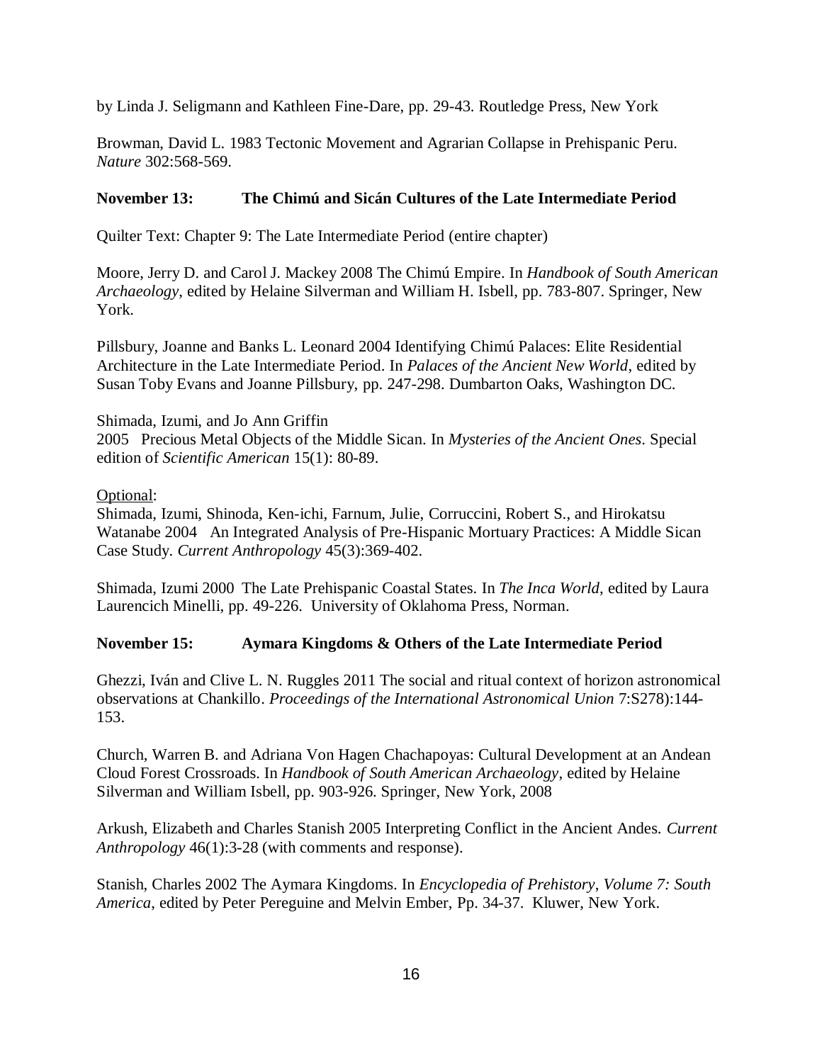by Linda J. Seligmann and Kathleen Fine-Dare, pp. 29-43. Routledge Press, New York

Browman, David L. 1983 Tectonic Movement and Agrarian Collapse in Prehispanic Peru. *Nature* 302:568-569.

**November 13: The Chimú and Sicán Cultures of the Late Intermediate Period**

Quilter Text: Chapter 9: The Late Intermediate Period (entire chapter)

Moore, Jerry D. and Carol J. Mackey 2008 The Chimú Empire. In *Handbook of South American Archaeology*, edited by Helaine Silverman and William H. Isbell, pp. 783-807. Springer, New York.

Pillsbury, Joanne and Banks L. Leonard 2004 Identifying Chimú Palaces: Elite Residential Architecture in the Late Intermediate Period. In *Palaces of the Ancient New World*, edited by Susan Toby Evans and Joanne Pillsbury, pp. 247-298. Dumbarton Oaks, Washington DC.

Shimada, Izumi, and Jo Ann Griffin
2005 Precious Metal Objects of the Middle Sican. In *Mysteries of the Ancient Ones*. Special edition of *Scientific American* 15(1): 80-89.

Optional:
Shimada, Izumi, Shinoda, Ken-ichi, Farnum, Julie, Corruccini, Robert S., and Hirokatsu Watanabe 2004 An Integrated Analysis of Pre-Hispanic Mortuary Practices: A Middle Sican Case Study. *Current Anthropology* 45(3):369-402.

Shimada, Izumi 2000 The Late Prehispanic Coastal States. In *The Inca World*, edited by Laura Laurencich Minelli, pp. 49-226. University of Oklahoma Press, Norman.

**November 15: Aymara Kingdoms & Others of the Late Intermediate Period**

Ghezzi, Iván and Clive L. N. Ruggles 2011 The social and ritual context of horizon astronomical observations at Chankillo. *Proceedings of the International Astronomical Union* 7:S278):144-153.

Church, Warren B. and Adriana Von Hagen Chachapoyas: Cultural Development at an Andean Cloud Forest Crossroads. In *Handbook of South American Archaeology*, edited by Helaine Silverman and William Isbell, pp. 903-926. Springer, New York, 2008

Arkush, Elizabeth and Charles Stanish 2005 Interpreting Conflict in the Ancient Andes. *Current Anthropology* 46(1):3-28 (with comments and response).

Stanish, Charles 2002 The Aymara Kingdoms. In *Encyclopedia of Prehistory, Volume 7: South America*, edited by Peter Pereguine and Melvin Ember, Pp. 34-37. Kluwer, New York.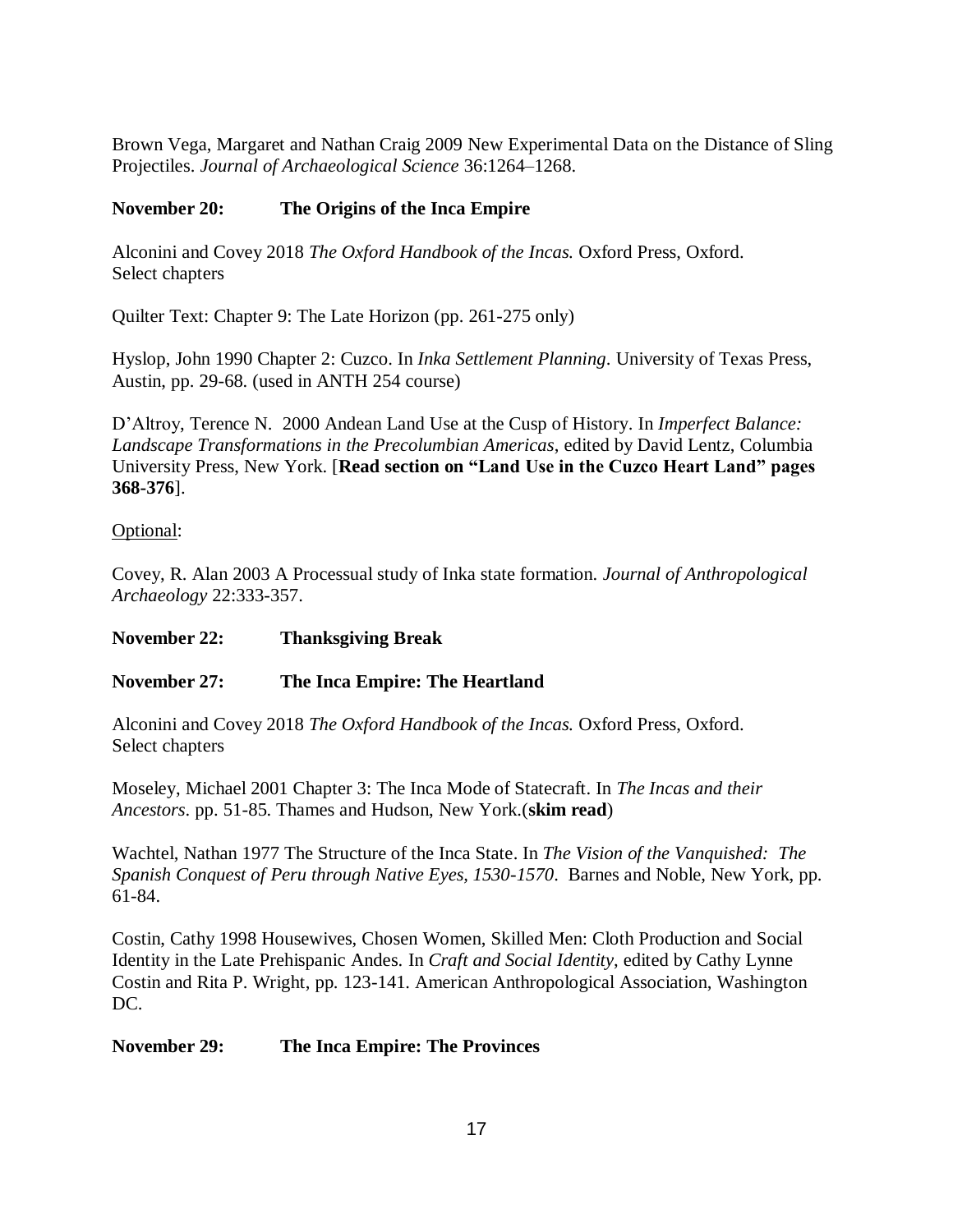Brown Vega, Margaret and Nathan Craig 2009 New Experimental Data on the Distance of Sling Projectiles. *Journal of Archaeological Science* 36:1264–1268.

**November 20: The Origins of the Inca Empire**

Alconini and Covey 2018 *The Oxford Handbook of the Incas.* Oxford Press, Oxford. Select chapters

Quilter Text: Chapter 9: The Late Horizon (pp. 261-275 only)

Hyslop, John 1990 Chapter 2: Cuzco. In *Inka Settlement Planning*. University of Texas Press, Austin, pp. 29-68. (used in ANTH 254 course)

D'Altroy, Terence N. 2000 Andean Land Use at the Cusp of History. In *Imperfect Balance: Landscape Transformations in the Precolumbian Americas*, edited by David Lentz, Columbia University Press, New York. [**Read section on "Land Use in the Cuzco Heart Land" pages 368-376**].

<u>Optional</u>:

Covey, R. Alan 2003 A Processual study of Inka state formation. *Journal of Anthropological Archaeology* 22:333-357.

**November 22: Thanksgiving Break**

**November 27: The Inca Empire: The Heartland**

Alconini and Covey 2018 *The Oxford Handbook of the Incas.* Oxford Press, Oxford. Select chapters

Moseley, Michael 2001 Chapter 3: The Inca Mode of Statecraft. In *The Incas and their Ancestors*. pp. 51-85. Thames and Hudson, New York.(**skim read**)

Wachtel, Nathan 1977 The Structure of the Inca State. In *The Vision of the Vanquished: The Spanish Conquest of Peru through Native Eyes, 1530-1570*. Barnes and Noble, New York, pp. 61-84.

Costin, Cathy 1998 Housewives, Chosen Women, Skilled Men: Cloth Production and Social Identity in the Late Prehispanic Andes. In *Craft and Social Identity*, edited by Cathy Lynne Costin and Rita P. Wright, pp. 123-141. American Anthropological Association, Washington DC.

**November 29: The Inca Empire: The Provinces**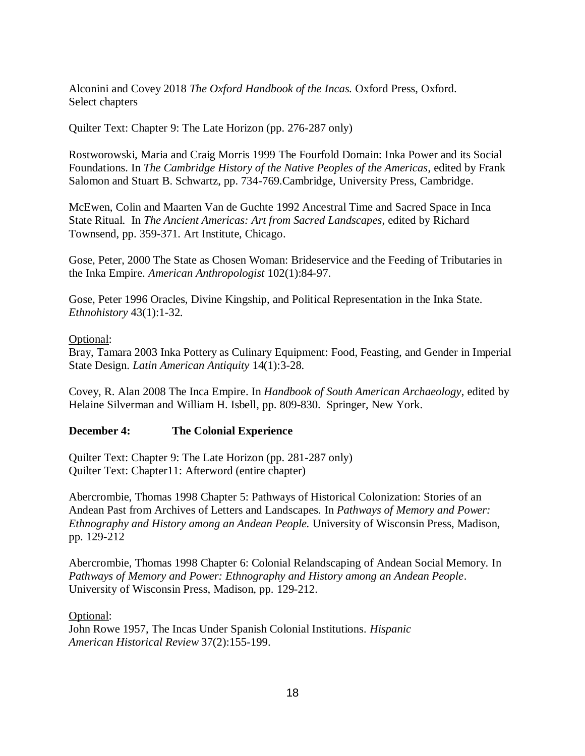Alconini and Covey 2018 *The Oxford Handbook of the Incas.* Oxford Press, Oxford. Select chapters

Quilter Text: Chapter 9: The Late Horizon (pp. 276-287 only)

Rostworowski, Maria and Craig Morris 1999 The Fourfold Domain: Inka Power and its Social Foundations. In *The Cambridge History of the Native Peoples of the Americas*, edited by Frank Salomon and Stuart B. Schwartz, pp. 734-769.Cambridge, University Press, Cambridge.

McEwen, Colin and Maarten Van de Guchte 1992 Ancestral Time and Sacred Space in Inca State Ritual. In *The Ancient Americas: Art from Sacred Landscapes*, edited by Richard Townsend, pp. 359-371. Art Institute, Chicago.

Gose, Peter, 2000 The State as Chosen Woman: Brideservice and the Feeding of Tributaries in the Inka Empire. *American Anthropologist* 102(1):84-97.

Gose, Peter 1996 Oracles, Divine Kingship, and Political Representation in the Inka State. *Ethnohistory* 43(1):1-32.

Optional:
Bray, Tamara 2003 Inka Pottery as Culinary Equipment: Food, Feasting, and Gender in Imperial State Design. *Latin American Antiquity* 14(1):3-28.

Covey, R. Alan 2008 The Inca Empire. In *Handbook of South American Archaeology*, edited by Helaine Silverman and William H. Isbell, pp. 809-830. Springer, New York.

**December 4: The Colonial Experience**

Quilter Text: Chapter 9: The Late Horizon (pp. 281-287 only)
Quilter Text: Chapter11: Afterword (entire chapter)

Abercrombie, Thomas 1998 Chapter 5: Pathways of Historical Colonization: Stories of an Andean Past from Archives of Letters and Landscapes. In *Pathways of Memory and Power: Ethnography and History among an Andean People.* University of Wisconsin Press, Madison, pp. 129-212

Abercrombie, Thomas 1998 Chapter 6: Colonial Relandscaping of Andean Social Memory. In *Pathways of Memory and Power: Ethnography and History among an Andean People*. University of Wisconsin Press, Madison, pp. 129-212.

Optional:
John Rowe 1957, The Incas Under Spanish Colonial Institutions. *Hispanic American Historical Review* 37(2):155-199.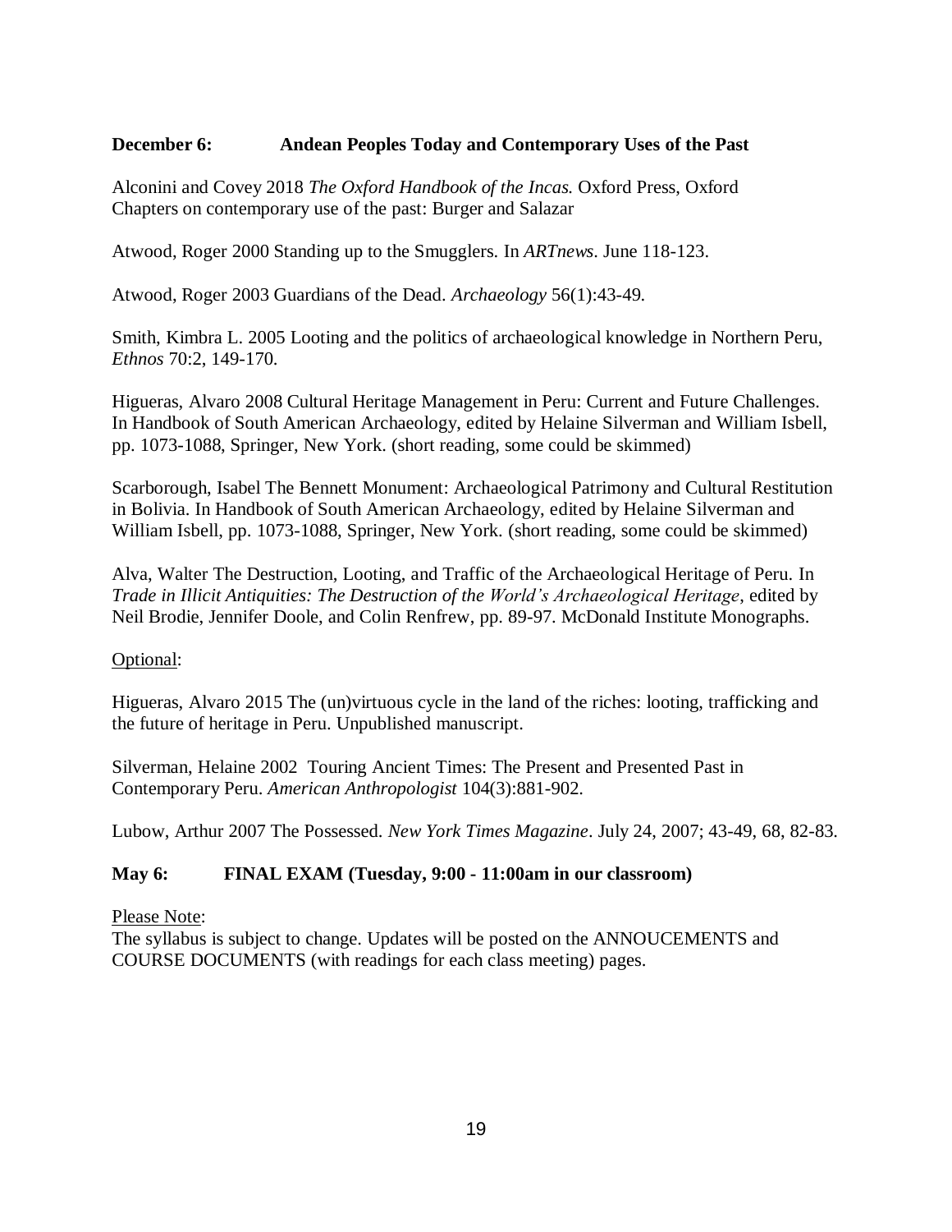**December 6: Andean Peoples Today and Contemporary Uses of the Past**

Alconini and Covey 2018 *The Oxford Handbook of the Incas.* Oxford Press, Oxford
Chapters on contemporary use of the past: Burger and Salazar

Atwood, Roger 2000 Standing up to the Smugglers. In *ARTnews*. June 118-123.

Atwood, Roger 2003 Guardians of the Dead. *Archaeology* 56(1):43-49.

Smith, Kimbra L. 2005 Looting and the politics of archaeological knowledge in Northern Peru, *Ethnos* 70:2, 149-170.

Higueras, Alvaro 2008 Cultural Heritage Management in Peru: Current and Future Challenges. In Handbook of South American Archaeology, edited by Helaine Silverman and William Isbell, pp. 1073-1088, Springer, New York. (short reading, some could be skimmed)

Scarborough, Isabel The Bennett Monument: Archaeological Patrimony and Cultural Restitution in Bolivia. In Handbook of South American Archaeology, edited by Helaine Silverman and William Isbell, pp. 1073-1088, Springer, New York. (short reading, some could be skimmed)

Alva, Walter The Destruction, Looting, and Traffic of the Archaeological Heritage of Peru. In *Trade in Illicit Antiquities: The Destruction of the World's Archaeological Heritage*, edited by Neil Brodie, Jennifer Doole, and Colin Renfrew, pp. 89-97. McDonald Institute Monographs.

<u>Optional</u>:

Higueras, Alvaro 2015 The (un)virtuous cycle in the land of the riches: looting, trafficking and the future of heritage in Peru. Unpublished manuscript.

Silverman, Helaine 2002 Touring Ancient Times: The Present and Presented Past in Contemporary Peru. *American Anthropologist* 104(3):881-902.

Lubow, Arthur 2007 The Possessed. *New York Times Magazine*. July 24, 2007; 43-49, 68, 82-83.

**May 6: FINAL EXAM (Tuesday, 9:00 - 11:00am in our classroom)**

<u>Please Note</u>:
The syllabus is subject to change. Updates will be posted on the ANNOUCEMENTS and COURSE DOCUMENTS (with readings for each class meeting) pages.